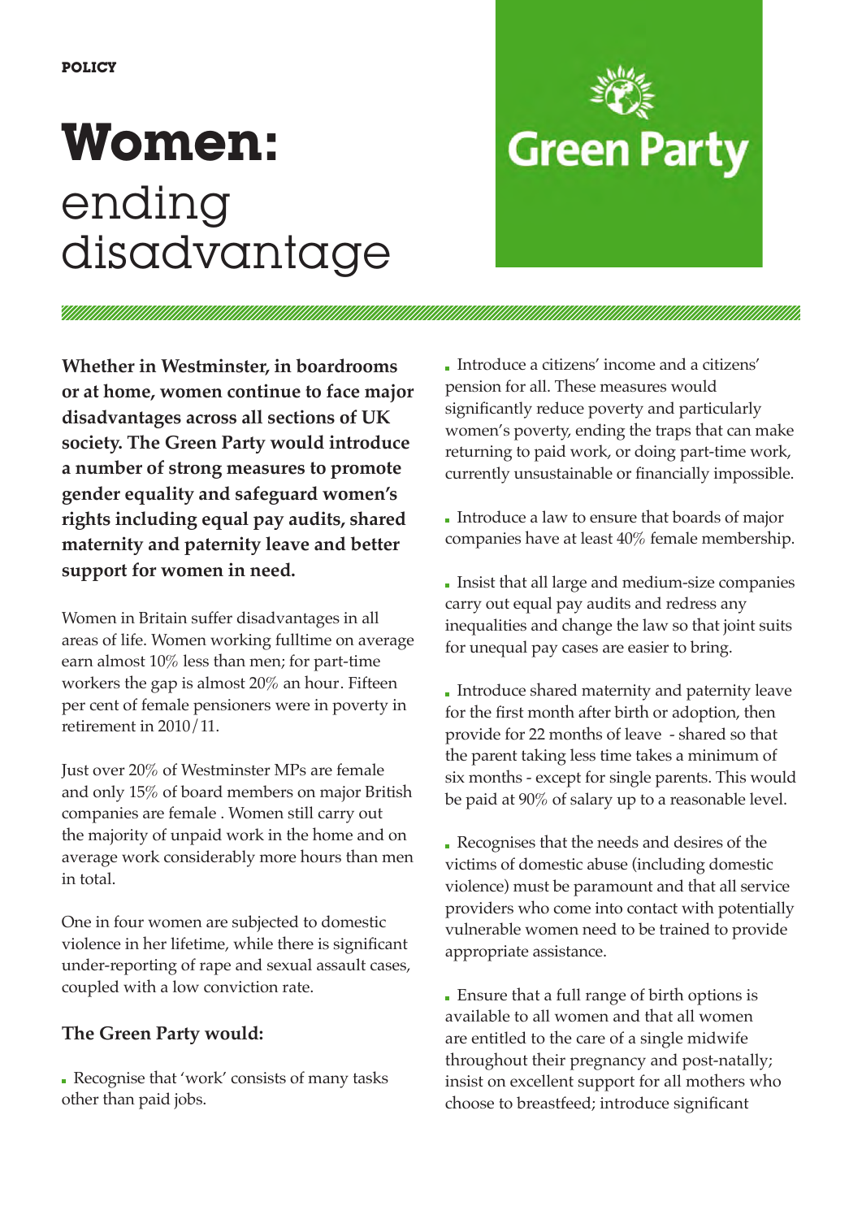POLICY

# Women: ending disadvantage

Green Party

**Whether in Westminster, in boardrooms or at home, women continue to face major disadvantages across all sections of UK society. The Green Party would introduce a number of strong measures to promote gender equality and safeguard women's rights including equal pay audits, shared maternity and paternity leave and better support for women in need.**

Women in Britain suffer disadvantages in all areas of life. Women working fulltime on average earn almost 10% less than men; for part-time workers the gap is almost 20% an hour. Fifteen per cent of female pensioners were in poverty in retirement in 2010/11.

Just over 20% of Westminster MPs are female and only 15% of board members on major British companies are female . Women still carry out the majority of unpaid work in the home and on average work considerably more hours than men in total.

One in four women are subjected to domestic violence in her lifetime, while there is significant under-reporting of rape and sexual assault cases, coupled with a low conviction rate.

### The Green Party would:

- Recognise that 'work' consists of many tasks other than paid jobs.
- Introduce a citizens' income and a citizens' pension for all. These measures would significantly reduce poverty and particularly women's poverty, ending the traps that can make returning to paid work, or doing part-time work, currently unsustainable or financially impossible.
- Introduce a law to ensure that boards of major companies have at least 40% female membership.
- Insist that all large and medium-size companies carry out equal pay audits and redress any inequalities and change the law so that joint suits for unequal pay cases are easier to bring.
- Introduce shared maternity and paternity leave for the first month after birth or adoption, then provide for 22 months of leave - shared so that the parent taking less time takes a minimum of six months - except for single parents. This would be paid at 90% of salary up to a reasonable level.
- Recognises that the needs and desires of the victims of domestic abuse (including domestic violence) must be paramount and that all service providers who come into contact with potentially vulnerable women need to be trained to provide appropriate assistance.
- Ensure that a full range of birth options is available to all women and that all women are entitled to the care of a single midwife throughout their pregnancy and post-natally; insist on excellent support for all mothers who choose to breastfeed; introduce significant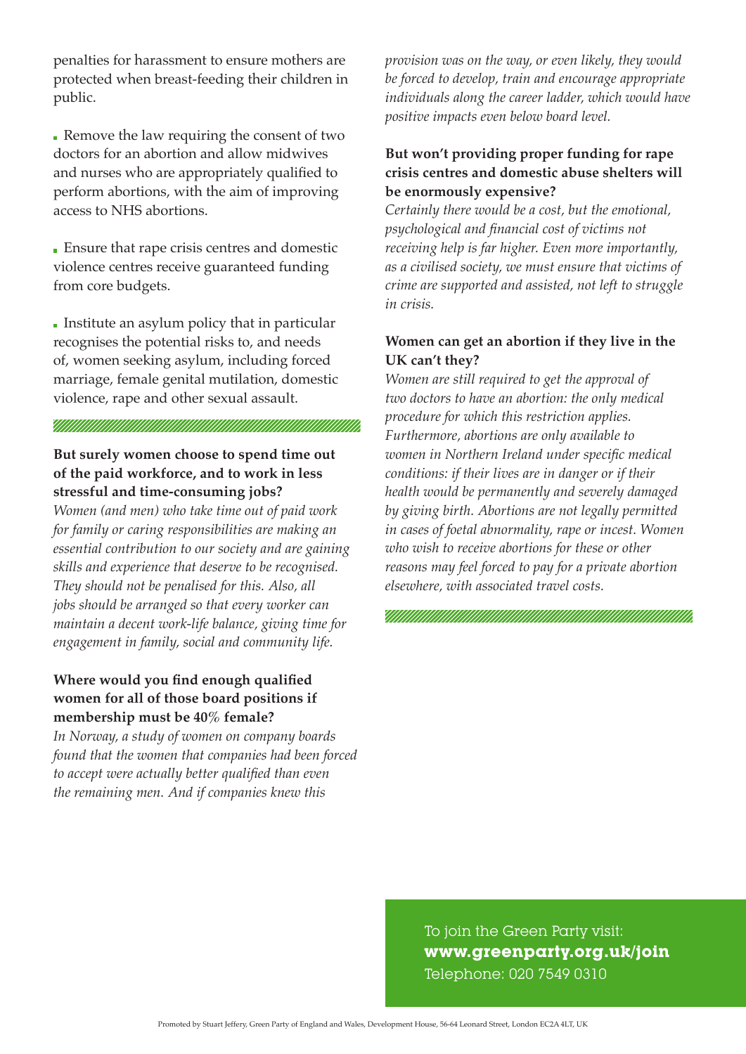penalties for harassment to ensure mothers are protected when breast-feeding their children in public.

- Remove the law requiring the consent of two doctors for an abortion and allow midwives and nurses who are appropriately qualified to perform abortions, with the aim of improving access to NHS abortions.

- Ensure that rape crisis centres and domestic violence centres receive guaranteed funding from core budgets.

- Institute an asylum policy that in particular recognises the potential risks to, and needs of, women seeking asylum, including forced marriage, female genital mutilation, domestic violence, rape and other sexual assault.

**But surely women choose to spend time out of the paid workforce, and to work in less stressful and time-consuming jobs?**

*Women (and men) who take time out of paid work for family or caring responsibilities are making an essential contribution to our society and are gaining skills and experience that deserve to be recognised. They should not be penalised for this. Also, all jobs should be arranged so that every worker can maintain a decent work-life balance, giving time for engagement in family, social and community life.*

**Where would you find enough qualified women for all of those board positions if membership must be 40% female?**

*In Norway, a study of women on company boards found that the women that companies had been forced to accept were actually better qualified than even the remaining men. And if companies knew this provision was on the way, or even likely, they would be forced to develop, train and encourage appropriate individuals along the career ladder, which would have positive impacts even below board level.*

**But won't providing proper funding for rape crisis centres and domestic abuse shelters will be enormously expensive?**

*Certainly there would be a cost, but the emotional, psychological and financial cost of victims not receiving help is far higher. Even more importantly, as a civilised society, we must ensure that victims of crime are supported and assisted, not left to struggle in crisis.*

**Women can get an abortion if they live in the UK can't they?**

*Women are still required to get the approval of two doctors to have an abortion: the only medical procedure for which this restriction applies. Furthermore, abortions are only available to women in Northern Ireland under specific medical conditions: if their lives are in danger or if their health would be permanently and severely damaged by giving birth. Abortions are not legally permitted in cases of foetal abnormality, rape or incest. Women who wish to receive abortions for these or other reasons may feel forced to pay for a private abortion elsewhere, with associated travel costs.*

To join the Green Party visit:
**www.greenparty.org.uk/join**
Telephone: 020 7549 0310

Promoted by Stuart Jeffery, Green Party of England and Wales, Development House, 56-64 Leonard Street, London EC2A 4LT, UK